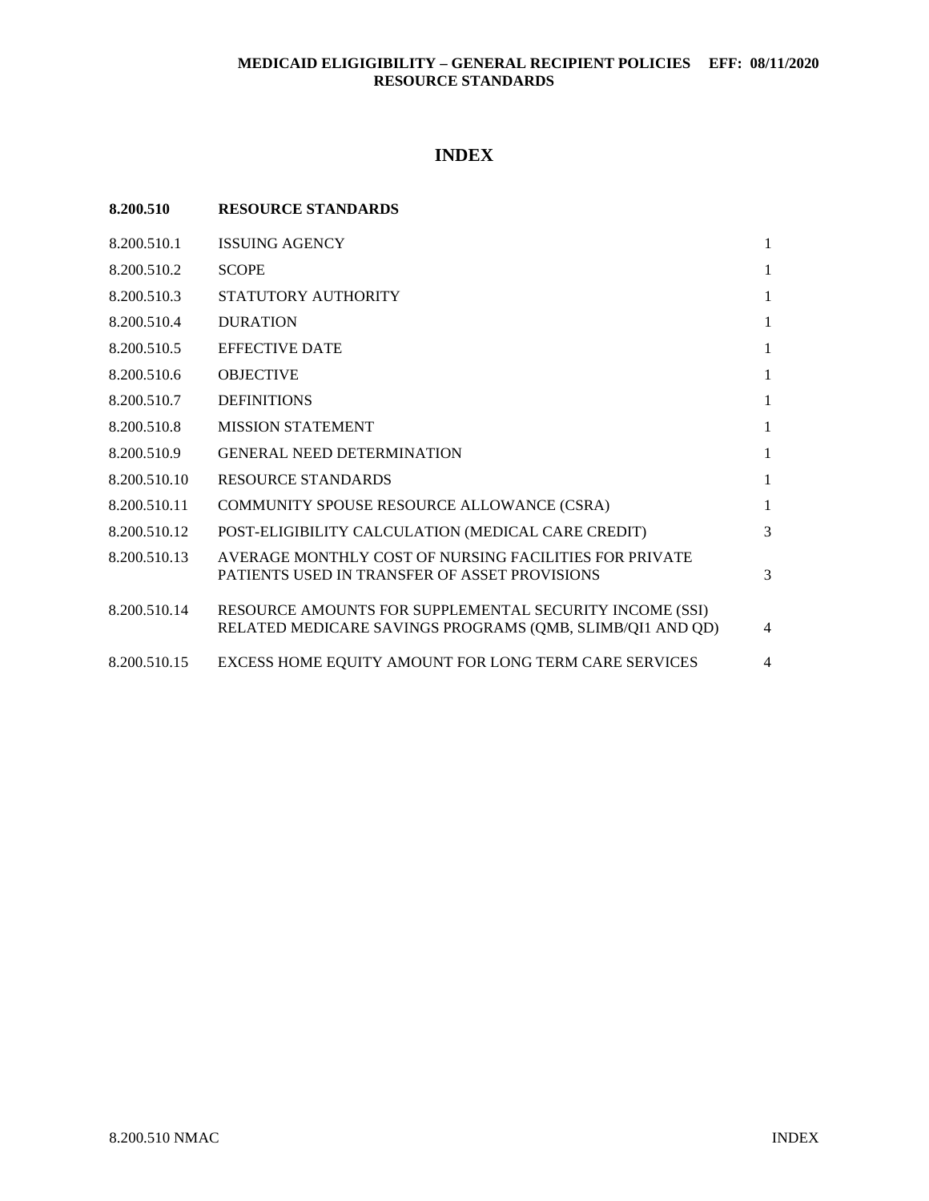## INDEX

| 8.200.510 | RESOURCE STANDARDS | |
|---|---|---|
| 8.200.510.1 | ISSUING AGENCY | 1 |
| 8.200.510.2 | SCOPE | 1 |
| 8.200.510.3 | STATUTORY AUTHORITY | 1 |
| 8.200.510.4 | DURATION | 1 |
| 8.200.510.5 | EFFECTIVE DATE | 1 |
| 8.200.510.6 | OBJECTIVE | 1 |
| 8.200.510.7 | DEFINITIONS | 1 |
| 8.200.510.8 | MISSION STATEMENT | 1 |
| 8.200.510.9 | GENERAL NEED DETERMINATION | 1 |
| 8.200.510.10 | RESOURCE STANDARDS | 1 |
| 8.200.510.11 | COMMUNITY SPOUSE RESOURCE ALLOWANCE (CSRA) | 1 |
| 8.200.510.12 | POST-ELIGIBILITY CALCULATION (MEDICAL CARE CREDIT) | 3 |
| 8.200.510.13 | AVERAGE MONTHLY COST OF NURSING FACILITIES FOR PRIVATE PATIENTS USED IN TRANSFER OF ASSET PROVISIONS | 3 |
| 8.200.510.14 | RESOURCE AMOUNTS FOR SUPPLEMENTAL SECURITY INCOME (SSI) RELATED MEDICARE SAVINGS PROGRAMS (QMB, SLIMB/QI1 AND QD) | 4 |
| 8.200.510.15 | EXCESS HOME EQUITY AMOUNT FOR LONG TERM CARE SERVICES | 4 |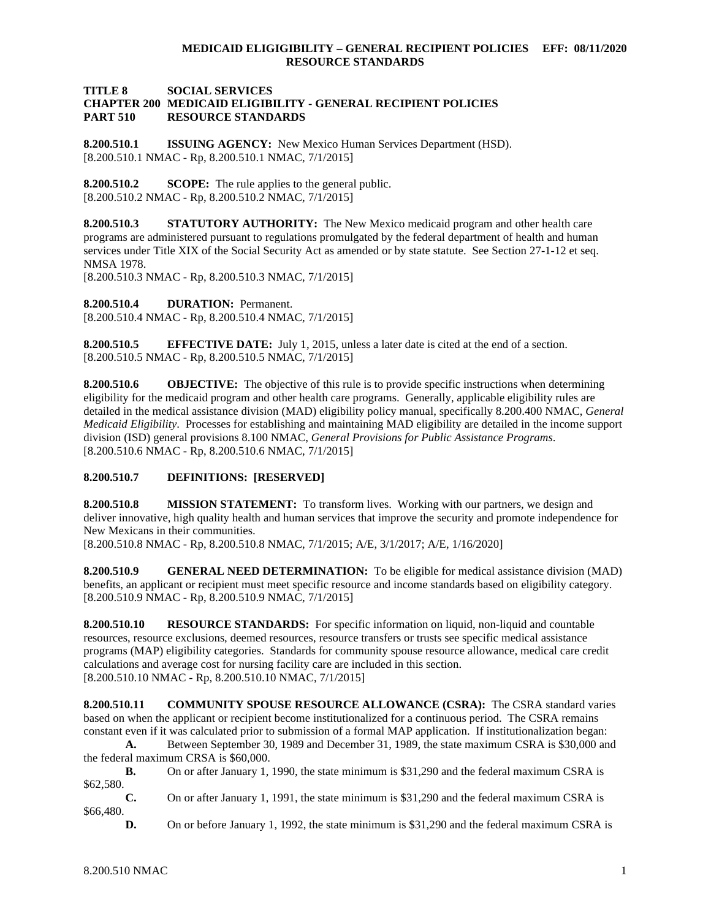**TITLE 8 SOCIAL SERVICES**
**CHAPTER 200 MEDICAID ELIGIBILITY - GENERAL RECIPIENT POLICIES**
**PART 510 RESOURCE STANDARDS**

**8.200.510.1 ISSUING AGENCY:** New Mexico Human Services Department (HSD).
[8.200.510.1 NMAC - Rp, 8.200.510.1 NMAC, 7/1/2015]

**8.200.510.2 SCOPE:** The rule applies to the general public.
[8.200.510.2 NMAC - Rp, 8.200.510.2 NMAC, 7/1/2015]

**8.200.510.3 STATUTORY AUTHORITY:** The New Mexico medicaid program and other health care programs are administered pursuant to regulations promulgated by the federal department of health and human services under Title XIX of the Social Security Act as amended or by state statute. See Section 27-1-12 et seq. NMSA 1978.
[8.200.510.3 NMAC - Rp, 8.200.510.3 NMAC, 7/1/2015]

**8.200.510.4 DURATION:** Permanent.
[8.200.510.4 NMAC - Rp, 8.200.510.4 NMAC, 7/1/2015]

**8.200.510.5 EFFECTIVE DATE:** July 1, 2015, unless a later date is cited at the end of a section.
[8.200.510.5 NMAC - Rp, 8.200.510.5 NMAC, 7/1/2015]

**8.200.510.6 OBJECTIVE:** The objective of this rule is to provide specific instructions when determining eligibility for the medicaid program and other health care programs. Generally, applicable eligibility rules are detailed in the medical assistance division (MAD) eligibility policy manual, specifically 8.200.400 NMAC, *General Medicaid Eligibility*. Processes for establishing and maintaining MAD eligibility are detailed in the income support division (ISD) general provisions 8.100 NMAC, *General Provisions for Public Assistance Programs*.
[8.200.510.6 NMAC - Rp, 8.200.510.6 NMAC, 7/1/2015]

**8.200.510.7 DEFINITIONS: [RESERVED]**

**8.200.510.8 MISSION STATEMENT:** To transform lives. Working with our partners, we design and deliver innovative, high quality health and human services that improve the security and promote independence for New Mexicans in their communities.
[8.200.510.8 NMAC - Rp, 8.200.510.8 NMAC, 7/1/2015; A/E, 3/1/2017; A/E, 1/16/2020]

**8.200.510.9 GENERAL NEED DETERMINATION:** To be eligible for medical assistance division (MAD) benefits, an applicant or recipient must meet specific resource and income standards based on eligibility category.
[8.200.510.9 NMAC - Rp, 8.200.510.9 NMAC, 7/1/2015]

**8.200.510.10 RESOURCE STANDARDS:** For specific information on liquid, non-liquid and countable resources, resource exclusions, deemed resources, resource transfers or trusts see specific medical assistance programs (MAP) eligibility categories. Standards for community spouse resource allowance, medical care credit calculations and average cost for nursing facility care are included in this section.
[8.200.510.10 NMAC - Rp, 8.200.510.10 NMAC, 7/1/2015]

**8.200.510.11 COMMUNITY SPOUSE RESOURCE ALLOWANCE (CSRA):** The CSRA standard varies based on when the applicant or recipient become institutionalized for a continuous period. The CSRA remains constant even if it was calculated prior to submission of a formal MAP application. If institutionalization began:

**A.** Between September 30, 1989 and December 31, 1989, the state maximum CSRA is $30,000 and the federal maximum CRSA is $60,000.

**B.** On or after January 1, 1990, the state minimum is $31,290 and the federal maximum CSRA is $62,580.

**C.** On or after January 1, 1991, the state minimum is $31,290 and the federal maximum CSRA is $66,480.

**D.** On or before January 1, 1992, the state minimum is $31,290 and the federal maximum CSRA is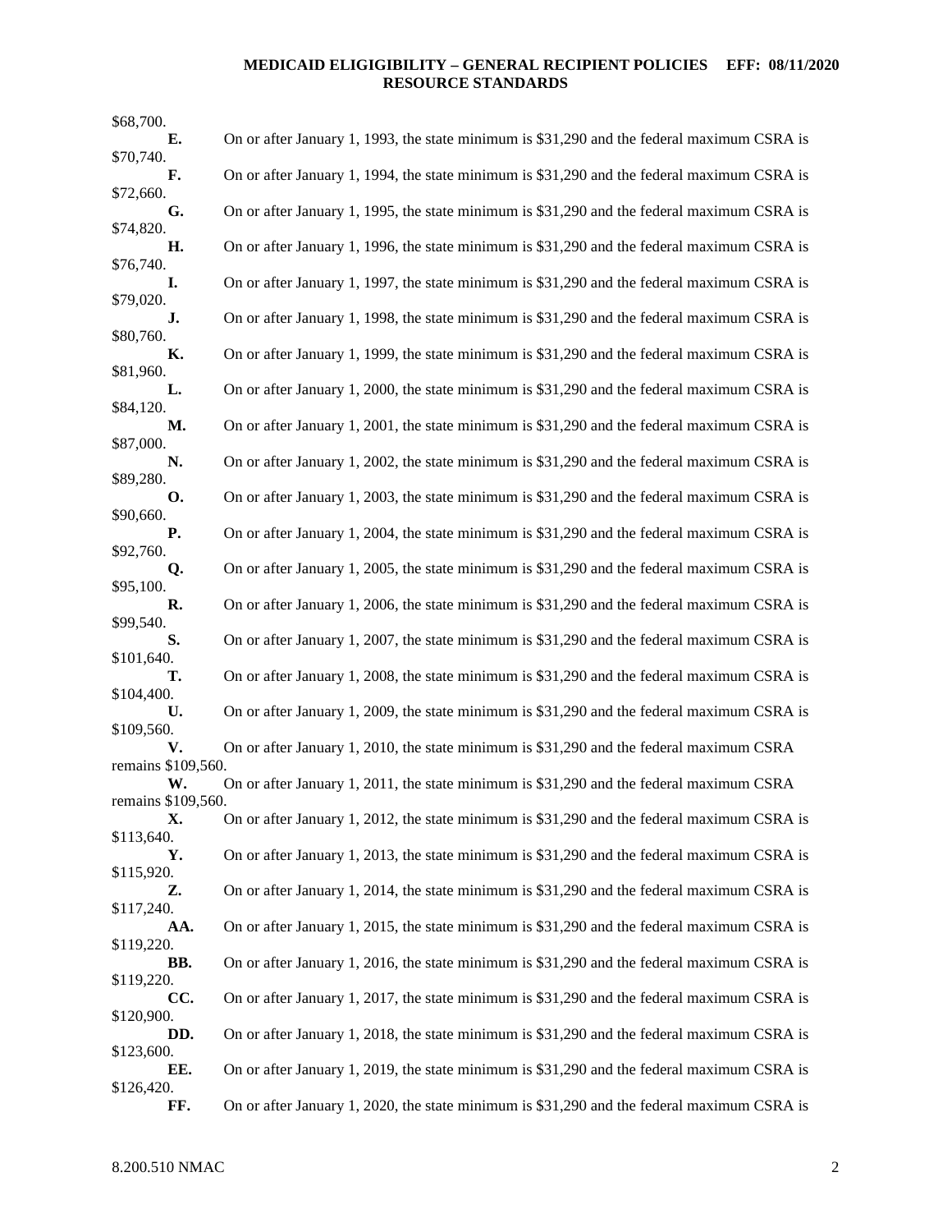$68,700.

**E.** On or after January 1, 1993, the state minimum is $31,290 and the federal maximum CSRA is $70,740.

**F.** On or after January 1, 1994, the state minimum is $31,290 and the federal maximum CSRA is $72,660.

**G.** On or after January 1, 1995, the state minimum is $31,290 and the federal maximum CSRA is $74,820.

**H.** On or after January 1, 1996, the state minimum is $31,290 and the federal maximum CSRA is $76,740.

**I.** On or after January 1, 1997, the state minimum is $31,290 and the federal maximum CSRA is $79,020.

**J.** On or after January 1, 1998, the state minimum is $31,290 and the federal maximum CSRA is $80,760.

**K.** On or after January 1, 1999, the state minimum is $31,290 and the federal maximum CSRA is $81,960.

**L.** On or after January 1, 2000, the state minimum is $31,290 and the federal maximum CSRA is $84,120.

**M.** On or after January 1, 2001, the state minimum is $31,290 and the federal maximum CSRA is $87,000.

**N.** On or after January 1, 2002, the state minimum is $31,290 and the federal maximum CSRA is $89,280.

**O.** On or after January 1, 2003, the state minimum is $31,290 and the federal maximum CSRA is $90,660.

**P.** On or after January 1, 2004, the state minimum is $31,290 and the federal maximum CSRA is $92,760.

**Q.** On or after January 1, 2005, the state minimum is $31,290 and the federal maximum CSRA is $95,100.

**R.** On or after January 1, 2006, the state minimum is $31,290 and the federal maximum CSRA is $99,540.

**S.** On or after January 1, 2007, the state minimum is $31,290 and the federal maximum CSRA is $101,640.

**T.** On or after January 1, 2008, the state minimum is $31,290 and the federal maximum CSRA is $104,400.

**U.** On or after January 1, 2009, the state minimum is $31,290 and the federal maximum CSRA is $109,560.

**V.** On or after January 1, 2010, the state minimum is $31,290 and the federal maximum CSRA remains $109,560.

**W.** On or after January 1, 2011, the state minimum is $31,290 and the federal maximum CSRA remains $109,560.

**X.** On or after January 1, 2012, the state minimum is $31,290 and the federal maximum CSRA is $113,640.

**Y.** On or after January 1, 2013, the state minimum is $31,290 and the federal maximum CSRA is $115,920.

**Z.** On or after January 1, 2014, the state minimum is $31,290 and the federal maximum CSRA is $117,240.

**AA.** On or after January 1, 2015, the state minimum is $31,290 and the federal maximum CSRA is $119,220.

**BB.** On or after January 1, 2016, the state minimum is $31,290 and the federal maximum CSRA is $119,220.

**CC.** On or after January 1, 2017, the state minimum is $31,290 and the federal maximum CSRA is $120,900.

**DD.** On or after January 1, 2018, the state minimum is $31,290 and the federal maximum CSRA is $123,600.

**EE.** On or after January 1, 2019, the state minimum is $31,290 and the federal maximum CSRA is $126,420.

**FF.** On or after January 1, 2020, the state minimum is $31,290 and the federal maximum CSRA is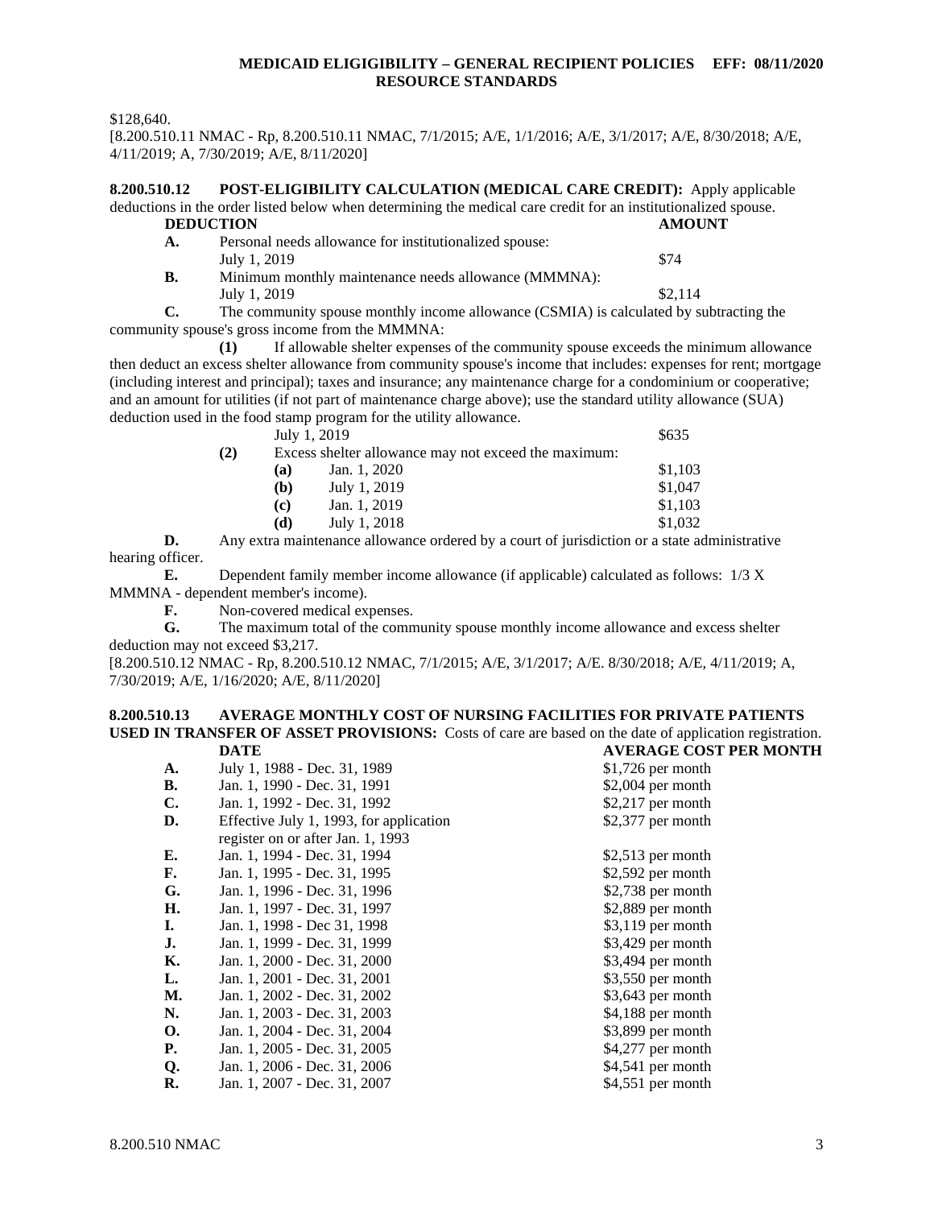$128,640.

[8.200.510.11 NMAC - Rp, 8.200.510.11 NMAC, 7/1/2015; A/E, 1/1/2016; A/E, 3/1/2017; A/E, 8/30/2018; A/E, 4/11/2019; A, 7/30/2019; A/E, 8/11/2020]

**8.200.510.12 POST-ELIGIBILITY CALCULATION (MEDICAL CARE CREDIT):** Apply applicable deductions in the order listed below when determining the medical care credit for an institutionalized spouse.

| **DEDUCTION** | | **AMOUNT** |
|---|---|---|
| **A.** | Personal needs allowance for institutionalized spouse: | |
| | July 1, 2019 | $74 |
| **B.** | Minimum monthly maintenance needs allowance (MMMNA): | |
| | July 1, 2019 | $2,114 |

**C.** The community spouse monthly income allowance (CSMIA) is calculated by subtracting the community spouse's gross income from the MMMNA:

**(1)** If allowable shelter expenses of the community spouse exceeds the minimum allowance then deduct an excess shelter allowance from community spouse's income that includes: expenses for rent; mortgage (including interest and principal); taxes and insurance; any maintenance charge for a condominium or cooperative; and an amount for utilities (if not part of maintenance charge above); use the standard utility allowance (SUA) deduction used in the food stamp program for the utility allowance.

July 1, 2019 $635

**(2)** Excess shelter allowance may not exceed the maximum:

| | | |
|---|---|---|
| **(a)** | Jan. 1, 2020 | $1,103 |
| **(b)** | July 1, 2019 | $1,047 |
| **(c)** | Jan. 1, 2019 | $1,103 |
| **(d)** | July 1, 2018 | $1,032 |

**D.** Any extra maintenance allowance ordered by a court of jurisdiction or a state administrative hearing officer.

**E.** Dependent family member income allowance (if applicable) calculated as follows: 1/3 X MMMNA - dependent member's income).

**F.** Non-covered medical expenses.

**G.** The maximum total of the community spouse monthly income allowance and excess shelter deduction may not exceed $3,217.

[8.200.510.12 NMAC - Rp, 8.200.510.12 NMAC, 7/1/2015; A/E, 3/1/2017; A/E. 8/30/2018; A/E, 4/11/2019; A, 7/30/2019; A/E, 1/16/2020; A/E, 8/11/2020]

**8.200.510.13 AVERAGE MONTHLY COST OF NURSING FACILITIES FOR PRIVATE PATIENTS USED IN TRANSFER OF ASSET PROVISIONS:** Costs of care are based on the date of application registration.

| | **DATE** | **AVERAGE COST PER MONTH** |
|---|---|---|
| **A.** | July 1, 1988 - Dec. 31, 1989 | $1,726 per month |
| **B.** | Jan. 1, 1990 - Dec. 31, 1991 | $2,004 per month |
| **C.** | Jan. 1, 1992 - Dec. 31, 1992 | $2,217 per month |
| **D.** | Effective July 1, 1993, for application register on or after Jan. 1, 1993 | $2,377 per month |
| **E.** | Jan. 1, 1994 - Dec. 31, 1994 | $2,513 per month |
| **F.** | Jan. 1, 1995 - Dec. 31, 1995 | $2,592 per month |
| **G.** | Jan. 1, 1996 - Dec. 31, 1996 | $2,738 per month |
| **H.** | Jan. 1, 1997 - Dec. 31, 1997 | $2,889 per month |
| **I.** | Jan. 1, 1998 - Dec 31, 1998 | $3,119 per month |
| **J.** | Jan. 1, 1999 - Dec. 31, 1999 | $3,429 per month |
| **K.** | Jan. 1, 2000 - Dec. 31, 2000 | $3,494 per month |
| **L.** | Jan. 1, 2001 - Dec. 31, 2001 | $3,550 per month |
| **M.** | Jan. 1, 2002 - Dec. 31, 2002 | $3,643 per month |
| **N.** | Jan. 1, 2003 - Dec. 31, 2003 | $4,188 per month |
| **O.** | Jan. 1, 2004 - Dec. 31, 2004 | $3,899 per month |
| **P.** | Jan. 1, 2005 - Dec. 31, 2005 | $4,277 per month |
| **Q.** | Jan. 1, 2006 - Dec. 31, 2006 | $4,541 per month |
| **R.** | Jan. 1, 2007 - Dec. 31, 2007 | $4,551 per month |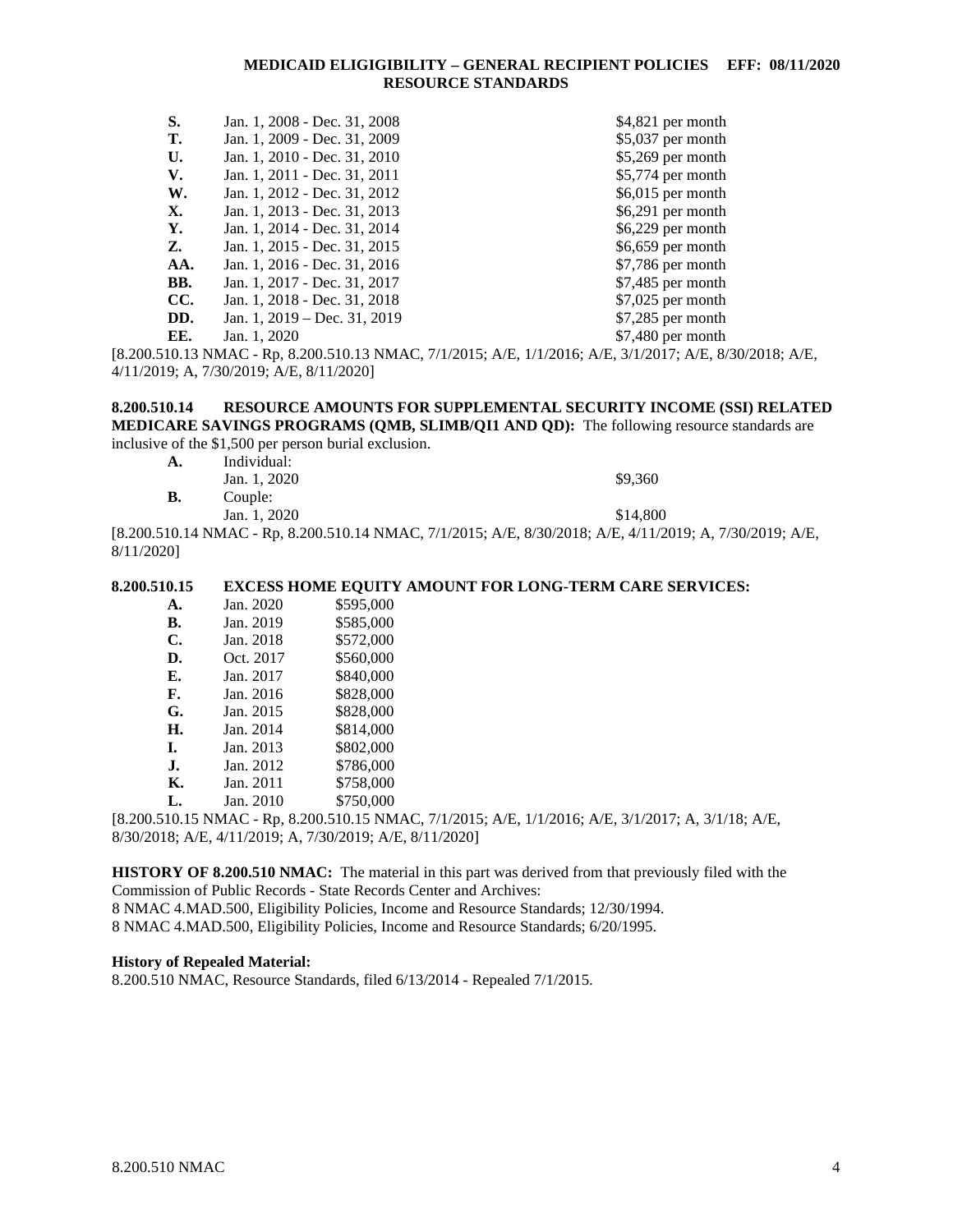| | | |
|---|---|---|
| **S.** | Jan. 1, 2008 - Dec. 31, 2008 | $4,821 per month |
| **T.** | Jan. 1, 2009 - Dec. 31, 2009 | $5,037 per month |
| **U.** | Jan. 1, 2010 - Dec. 31, 2010 | $5,269 per month |
| **V.** | Jan. 1, 2011 - Dec. 31, 2011 | $5,774 per month |
| **W.** | Jan. 1, 2012 - Dec. 31, 2012 | $6,015 per month |
| **X.** | Jan. 1, 2013 - Dec. 31, 2013 | $6,291 per month |
| **Y.** | Jan. 1, 2014 - Dec. 31, 2014 | $6,229 per month |
| **Z.** | Jan. 1, 2015 - Dec. 31, 2015 | $6,659 per month |
| **AA.** | Jan. 1, 2016 - Dec. 31, 2016 | $7,786 per month |
| **BB.** | Jan. 1, 2017 - Dec. 31, 2017 | $7,485 per month |
| **CC.** | Jan. 1, 2018 - Dec. 31, 2018 | $7,025 per month |
| **DD.** | Jan. 1, 2019 – Dec. 31, 2019 | $7,285 per month |
| **EE.** | Jan. 1, 2020 | $7,480 per month |

[8.200.510.13 NMAC - Rp, 8.200.510.13 NMAC, 7/1/2015; A/E, 1/1/2016; A/E, 3/1/2017; A/E, 8/30/2018; A/E, 4/11/2019; A, 7/30/2019; A/E, 8/11/2020]

**8.200.510.14 RESOURCE AMOUNTS FOR SUPPLEMENTAL SECURITY INCOME (SSI) RELATED MEDICARE SAVINGS PROGRAMS (QMB, SLIMB/QI1 AND QD):** The following resource standards are inclusive of the $1,500 per person burial exclusion.

**A.** Individual:
Jan. 1, 2020 $9,360

**B.** Couple:
Jan. 1, 2020 $14,800

[8.200.510.14 NMAC - Rp, 8.200.510.14 NMAC, 7/1/2015; A/E, 8/30/2018; A/E, 4/11/2019; A, 7/30/2019; A/E, 8/11/2020]

**8.200.510.15 EXCESS HOME EQUITY AMOUNT FOR LONG-TERM CARE SERVICES:**

| | | |
|---|---|---|
| **A.** | Jan. 2020 | $595,000 |
| **B.** | Jan. 2019 | $585,000 |
| **C.** | Jan. 2018 | $572,000 |
| **D.** | Oct. 2017 | $560,000 |
| **E.** | Jan. 2017 | $840,000 |
| **F.** | Jan. 2016 | $828,000 |
| **G.** | Jan. 2015 | $828,000 |
| **H.** | Jan. 2014 | $814,000 |
| **I.** | Jan. 2013 | $802,000 |
| **J.** | Jan. 2012 | $786,000 |
| **K.** | Jan. 2011 | $758,000 |
| **L.** | Jan. 2010 | $750,000 |

[8.200.510.15 NMAC - Rp, 8.200.510.15 NMAC, 7/1/2015; A/E, 1/1/2016; A/E, 3/1/2017; A, 3/1/18; A/E, 8/30/2018; A/E, 4/11/2019; A, 7/30/2019; A/E, 8/11/2020]

**HISTORY OF 8.200.510 NMAC:** The material in this part was derived from that previously filed with the Commission of Public Records - State Records Center and Archives:
8 NMAC 4.MAD.500, Eligibility Policies, Income and Resource Standards; 12/30/1994.
8 NMAC 4.MAD.500, Eligibility Policies, Income and Resource Standards; 6/20/1995.

**History of Repealed Material:**
8.200.510 NMAC, Resource Standards, filed 6/13/2014 - Repealed 7/1/2015.